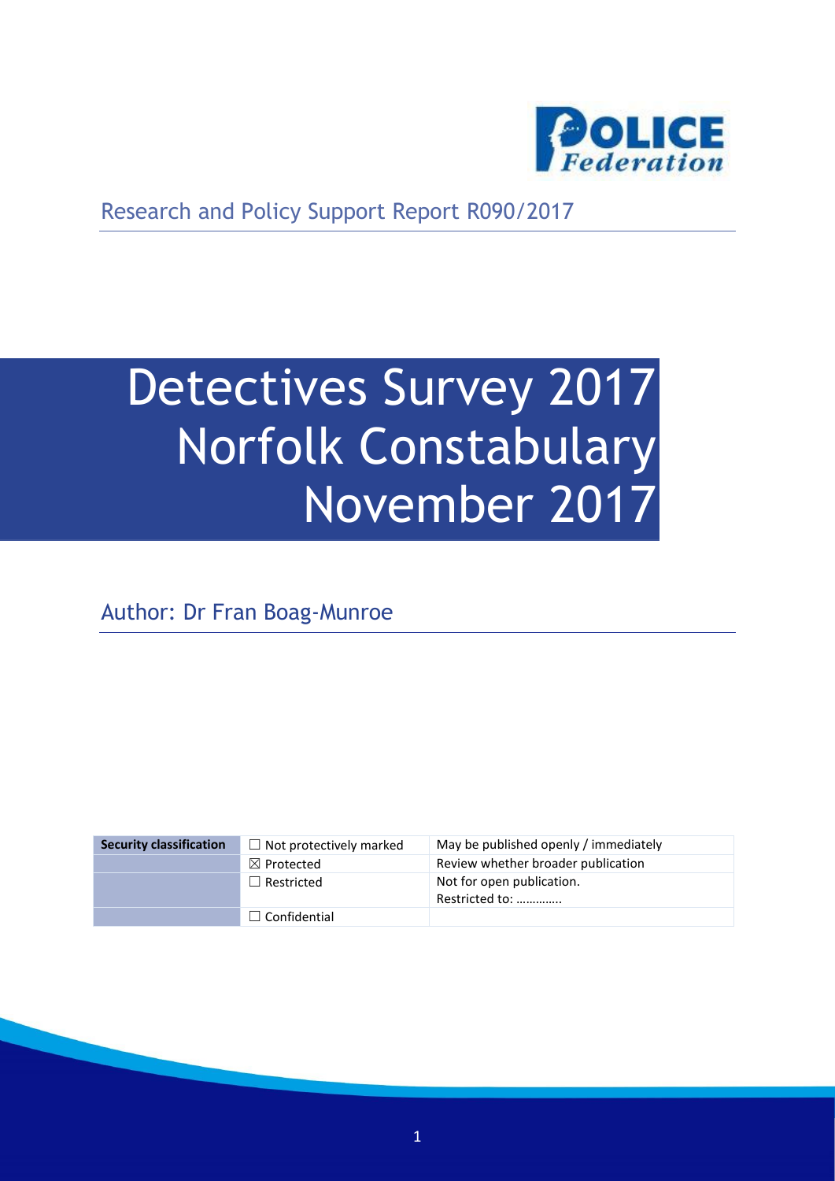Research and Policy Support Report R090/2017

# Detectives Survey 2017 Norfolk Constabulary November 2017

Author: Dr Fran Boag-Munroe

| Security classification | ☐ Not protectively marked | May be published openly / immediately |
| --- | --- | --- |
| | ☒ Protected | Review whether broader publication |
| | ☐ Restricted | Not for open publication. Restricted to: ………….. |
| | ☐ Confidential | |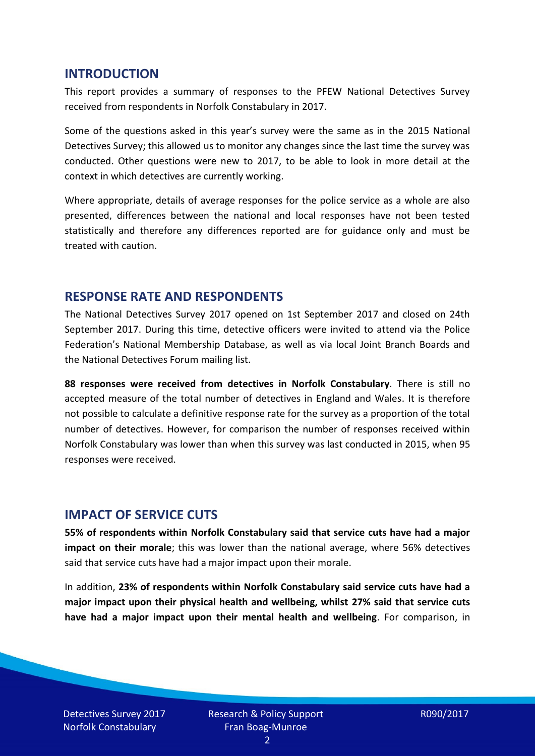## INTRODUCTION

This report provides a summary of responses to the PFEW National Detectives Survey received from respondents in Norfolk Constabulary in 2017.

Some of the questions asked in this year's survey were the same as in the 2015 National Detectives Survey; this allowed us to monitor any changes since the last time the survey was conducted. Other questions were new to 2017, to be able to look in more detail at the context in which detectives are currently working.

Where appropriate, details of average responses for the police service as a whole are also presented, differences between the national and local responses have not been tested statistically and therefore any differences reported are for guidance only and must be treated with caution.

## RESPONSE RATE AND RESPONDENTS

The National Detectives Survey 2017 opened on 1st September 2017 and closed on 24th September 2017. During this time, detective officers were invited to attend via the Police Federation's National Membership Database, as well as via local Joint Branch Boards and the National Detectives Forum mailing list.

**88 responses were received from detectives in Norfolk Constabulary**. There is still no accepted measure of the total number of detectives in England and Wales. It is therefore not possible to calculate a definitive response rate for the survey as a proportion of the total number of detectives. However, for comparison the number of responses received within Norfolk Constabulary was lower than when this survey was last conducted in 2015, when 95 responses were received.

## IMPACT OF SERVICE CUTS

**55% of respondents within Norfolk Constabulary said that service cuts have had a major impact on their morale**; this was lower than the national average, where 56% detectives said that service cuts have had a major impact upon their morale.

In addition, **23% of respondents within Norfolk Constabulary said service cuts have had a major impact upon their physical health and wellbeing, whilst 27% said that service cuts have had a major impact upon their mental health and wellbeing**. For comparison, in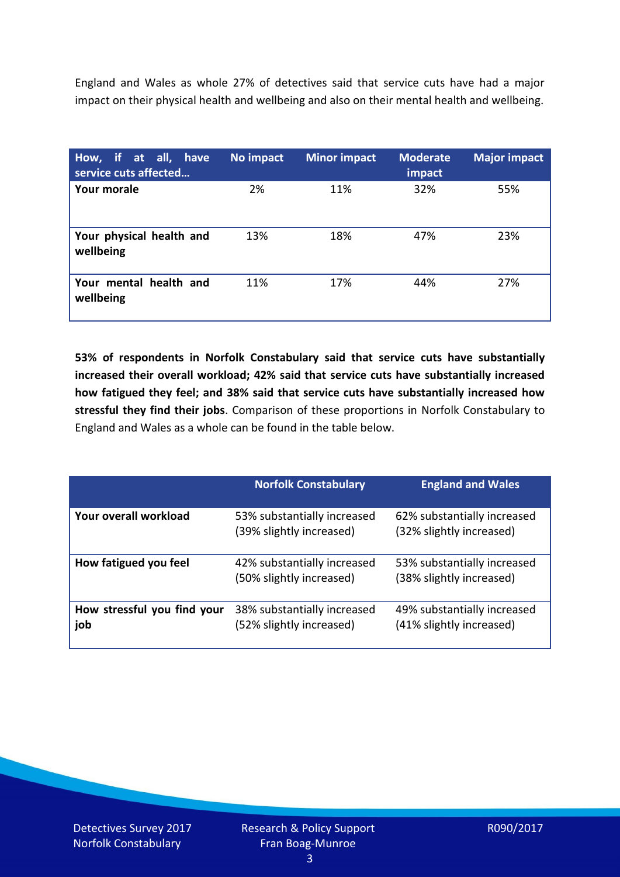England and Wales as whole 27% of detectives said that service cuts have had a major impact on their physical health and wellbeing and also on their mental health and wellbeing.

| How, if at all, have service cuts affected… | No impact | Minor impact | Moderate impact | Major impact |
|---|---|---|---|---|
| **Your morale** | 2% | 11% | 32% | 55% |
| **Your physical health and wellbeing** | 13% | 18% | 47% | 23% |
| **Your mental health and wellbeing** | 11% | 17% | 44% | 27% |

**53% of respondents in Norfolk Constabulary said that service cuts have substantially increased their overall workload; 42% said that service cuts have substantially increased how fatigued they feel; and 38% said that service cuts have substantially increased how stressful they find their jobs**. Comparison of these proportions in Norfolk Constabulary to England and Wales as a whole can be found in the table below.

| | Norfolk Constabulary | England and Wales |
|---|---|---|
| **Your overall workload** | 53% substantially increased (39% slightly increased) | 62% substantially increased (32% slightly increased) |
| **How fatigued you feel** | 42% substantially increased (50% slightly increased) | 53% substantially increased (38% slightly increased) |
| **How stressful you find your job** | 38% substantially increased (52% slightly increased) | 49% substantially increased (41% slightly increased) |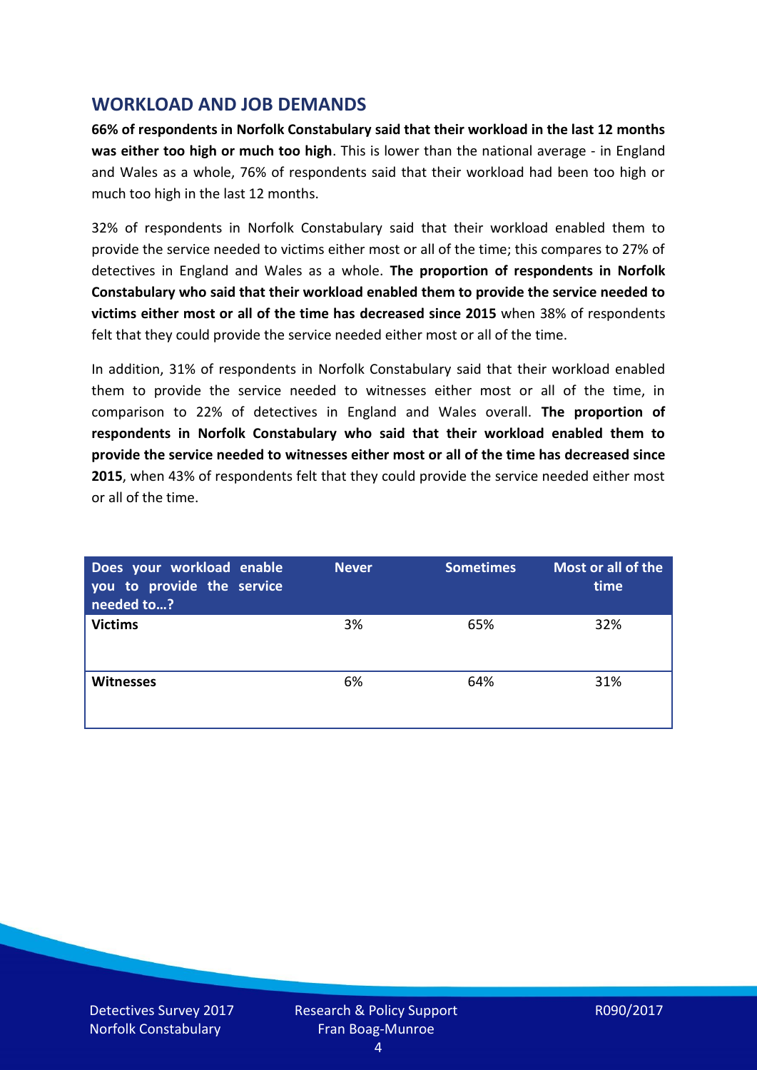## WORKLOAD AND JOB DEMANDS

**66% of respondents in Norfolk Constabulary said that their workload in the last 12 months was either too high or much too high**. This is lower than the national average - in England and Wales as a whole, 76% of respondents said that their workload had been too high or much too high in the last 12 months.

32% of respondents in Norfolk Constabulary said that their workload enabled them to provide the service needed to victims either most or all of the time; this compares to 27% of detectives in England and Wales as a whole. **The proportion of respondents in Norfolk Constabulary who said that their workload enabled them to provide the service needed to victims either most or all of the time has decreased since 2015** when 38% of respondents felt that they could provide the service needed either most or all of the time.

In addition, 31% of respondents in Norfolk Constabulary said that their workload enabled them to provide the service needed to witnesses either most or all of the time, in comparison to 22% of detectives in England and Wales overall. **The proportion of respondents in Norfolk Constabulary who said that their workload enabled them to provide the service needed to witnesses either most or all of the time has decreased since 2015**, when 43% of respondents felt that they could provide the service needed either most or all of the time.

| Does your workload enable you to provide the service needed to…? | Never | Sometimes | Most or all of the time |
|---|---|---|---|
| **Victims** | 3% | 65% | 32% |
| **Witnesses** | 6% | 64% | 31% |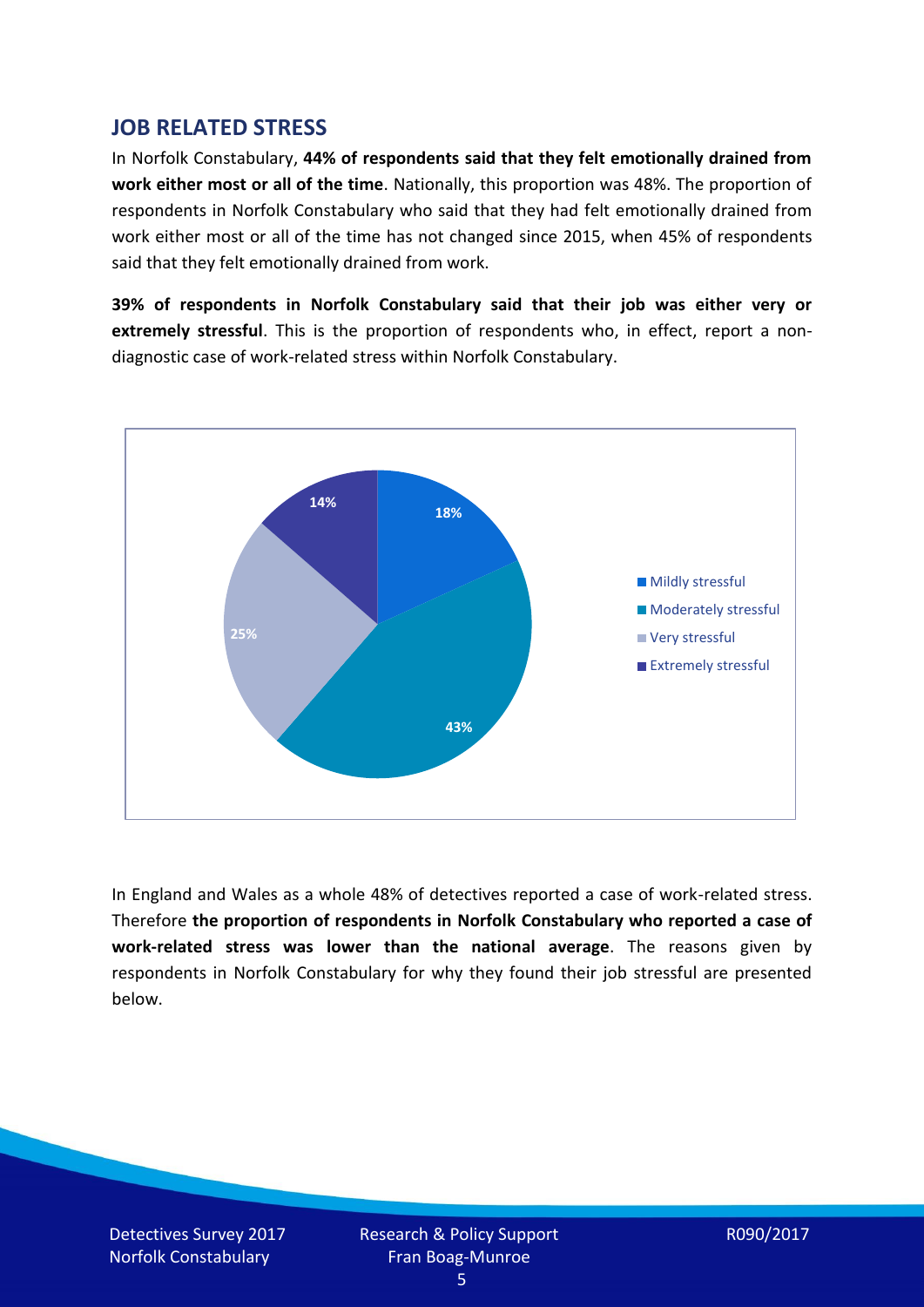## JOB RELATED STRESS

In Norfolk Constabulary, **44% of respondents said that they felt emotionally drained from work either most or all of the time**. Nationally, this proportion was 48%. The proportion of respondents in Norfolk Constabulary who said that they had felt emotionally drained from work either most or all of the time has not changed since 2015, when 45% of respondents said that they felt emotionally drained from work.

**39% of respondents in Norfolk Constabulary said that their job was either very or extremely stressful**. This is the proportion of respondents who, in effect, report a non-diagnostic case of work-related stress within Norfolk Constabulary.

| Response | Percentage |
|---|---|
| Mildly stressful | 18% |
| Moderately stressful | 43% |
| Very stressful | 25% |
| Extremely stressful | 14% |

In England and Wales as a whole 48% of detectives reported a case of work-related stress. Therefore **the proportion of respondents in Norfolk Constabulary who reported a case of work-related stress was lower than the national average**. The reasons given by respondents in Norfolk Constabulary for why they found their job stressful are presented below.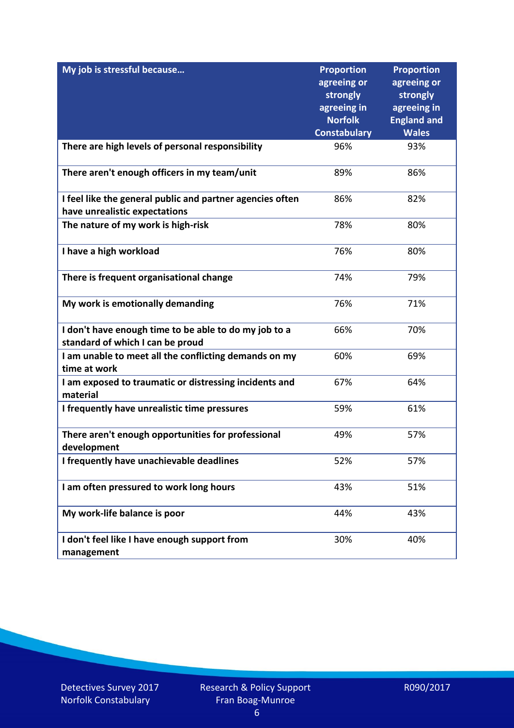| My job is stressful because… | Proportion agreeing or strongly agreeing in Norfolk Constabulary | Proportion agreeing or strongly agreeing in England and Wales |
|---|---|---|
| There are high levels of personal responsibility | 96% | 93% |
| There aren't enough officers in my team/unit | 89% | 86% |
| I feel like the general public and partner agencies often have unrealistic expectations | 86% | 82% |
| The nature of my work is high-risk | 78% | 80% |
| I have a high workload | 76% | 80% |
| There is frequent organisational change | 74% | 79% |
| My work is emotionally demanding | 76% | 71% |
| I don't have enough time to be able to do my job to a standard of which I can be proud | 66% | 70% |
| I am unable to meet all the conflicting demands on my time at work | 60% | 69% |
| I am exposed to traumatic or distressing incidents and material | 67% | 64% |
| I frequently have unrealistic time pressures | 59% | 61% |
| There aren't enough opportunities for professional development | 49% | 57% |
| I frequently have unachievable deadlines | 52% | 57% |
| I am often pressured to work long hours | 43% | 51% |
| My work-life balance is poor | 44% | 43% |
| I don't feel like I have enough support from management | 30% | 40% |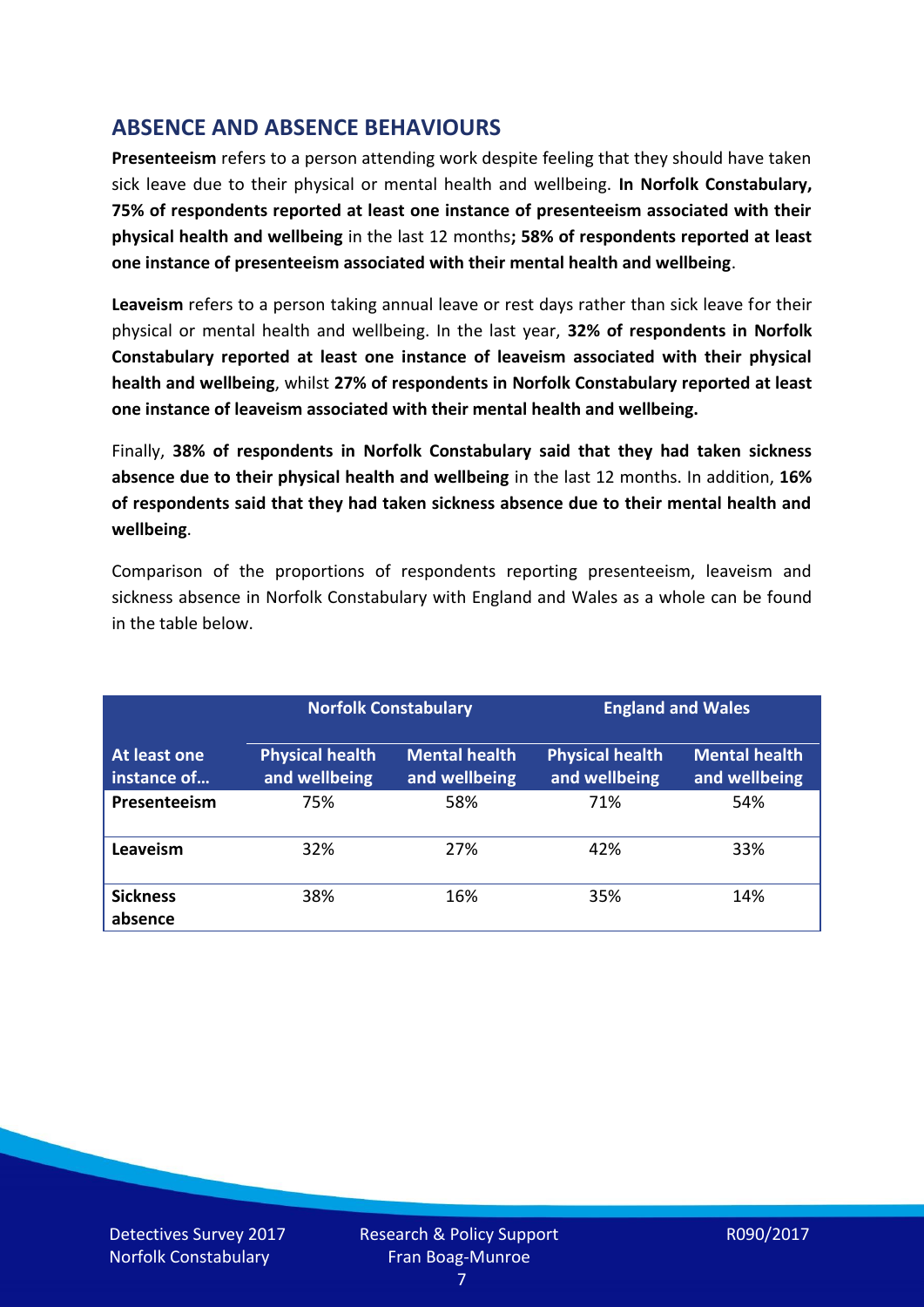## ABSENCE AND ABSENCE BEHAVIOURS

**Presenteeism** refers to a person attending work despite feeling that they should have taken sick leave due to their physical or mental health and wellbeing. **In Norfolk Constabulary, 75% of respondents reported at least one instance of presenteeism associated with their physical health and wellbeing** in the last 12 months**; 58% of respondents reported at least one instance of presenteeism associated with their mental health and wellbeing**.

**Leaveism** refers to a person taking annual leave or rest days rather than sick leave for their physical or mental health and wellbeing. In the last year, **32% of respondents in Norfolk Constabulary reported at least one instance of leaveism associated with their physical health and wellbeing**, whilst **27% of respondents in Norfolk Constabulary reported at least one instance of leaveism associated with their mental health and wellbeing.**

Finally, **38% of respondents in Norfolk Constabulary said that they had taken sickness absence due to their physical health and wellbeing** in the last 12 months. In addition, **16% of respondents said that they had taken sickness absence due to their mental health and wellbeing**.

Comparison of the proportions of respondents reporting presenteeism, leaveism and sickness absence in Norfolk Constabulary with England and Wales as a whole can be found in the table below.

| | Norfolk Constabulary | | England and Wales | |
|---|---|---|---|---|
| **At least one instance of…** | **Physical health and wellbeing** | **Mental health and wellbeing** | **Physical health and wellbeing** | **Mental health and wellbeing** |
| **Presenteeism** | 75% | 58% | 71% | 54% |
| **Leaveism** | 32% | 27% | 42% | 33% |
| **Sickness absence** | 38% | 16% | 35% | 14% |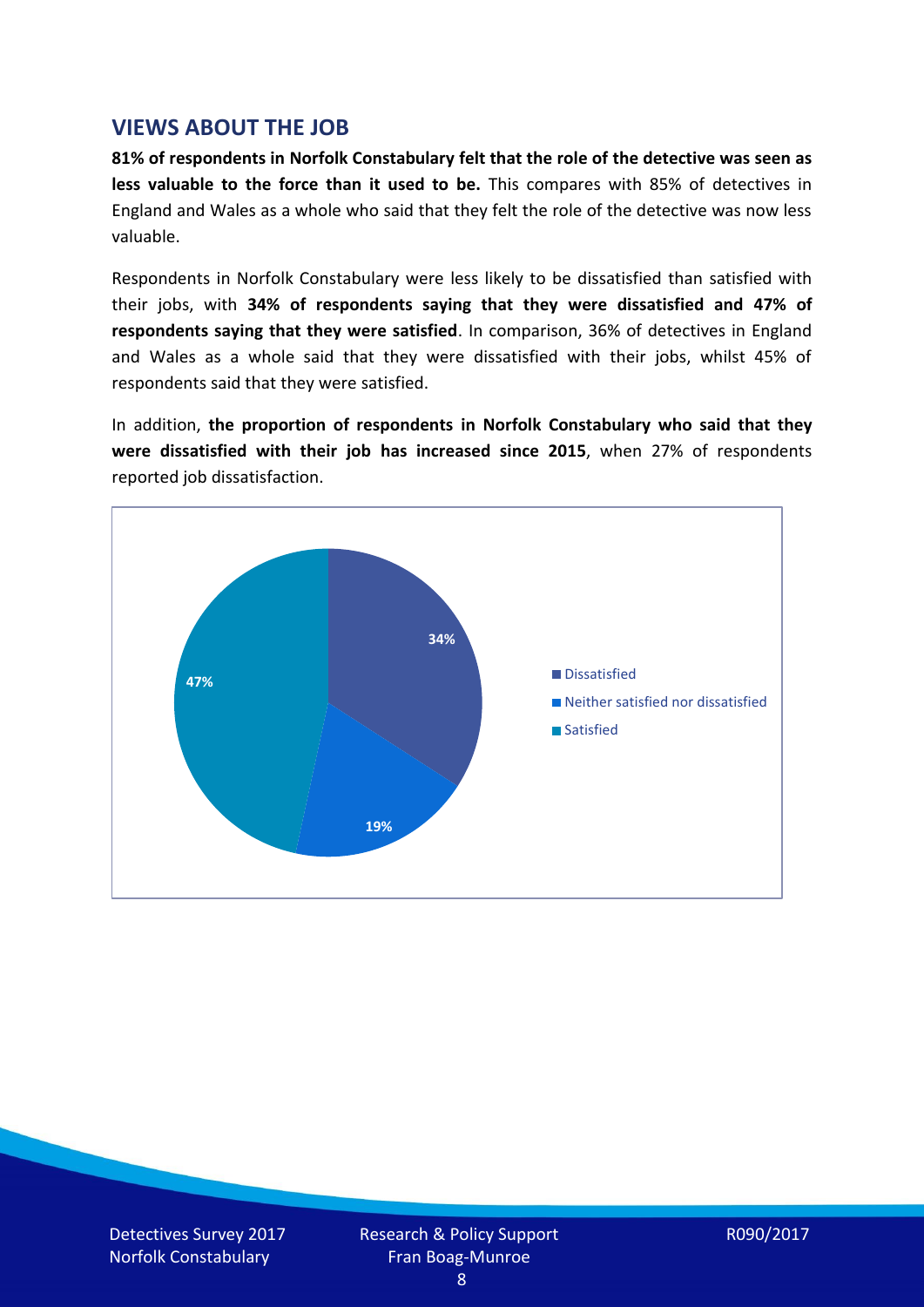## VIEWS ABOUT THE JOB

**81% of respondents in Norfolk Constabulary felt that the role of the detective was seen as less valuable to the force than it used to be.** This compares with 85% of detectives in England and Wales as a whole who said that they felt the role of the detective was now less valuable.

Respondents in Norfolk Constabulary were less likely to be dissatisfied than satisfied with their jobs, with **34% of respondents saying that they were dissatisfied and 47% of respondents saying that they were satisfied**. In comparison, 36% of detectives in England and Wales as a whole said that they were dissatisfied with their jobs, whilst 45% of respondents said that they were satisfied.

In addition, **the proportion of respondents in Norfolk Constabulary who said that they were dissatisfied with their job has increased since 2015**, when 27% of respondents reported job dissatisfaction.

| Response | Percentage |
| --- | --- |
| Dissatisfied | 34% |
| Neither satisfied nor dissatisfied | 19% |
| Satisfied | 47% |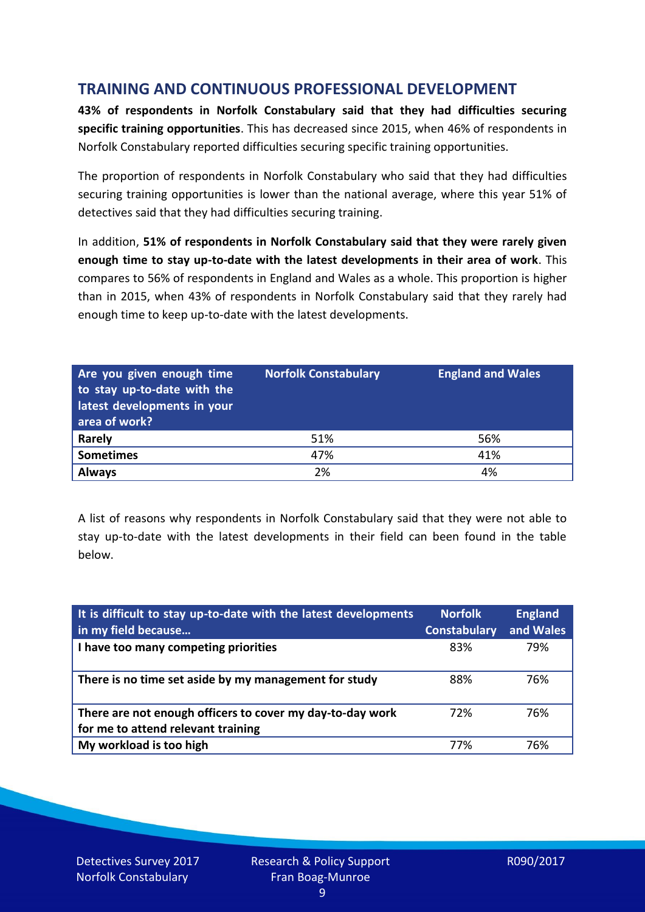## TRAINING AND CONTINUOUS PROFESSIONAL DEVELOPMENT

**43% of respondents in Norfolk Constabulary said that they had difficulties securing specific training opportunities**. This has decreased since 2015, when 46% of respondents in Norfolk Constabulary reported difficulties securing specific training opportunities.

The proportion of respondents in Norfolk Constabulary who said that they had difficulties securing training opportunities is lower than the national average, where this year 51% of detectives said that they had difficulties securing training.

In addition, **51% of respondents in Norfolk Constabulary said that they were rarely given enough time to stay up-to-date with the latest developments in their area of work**. This compares to 56% of respondents in England and Wales as a whole. This proportion is higher than in 2015, when 43% of respondents in Norfolk Constabulary said that they rarely had enough time to keep up-to-date with the latest developments.

| Are you given enough time to stay up-to-date with the latest developments in your area of work? | Norfolk Constabulary | England and Wales |
|---|---|---|
| **Rarely** | 51% | 56% |
| **Sometimes** | 47% | 41% |
| **Always** | 2% | 4% |

A list of reasons why respondents in Norfolk Constabulary said that they were not able to stay up-to-date with the latest developments in their field can been found in the table below.

| It is difficult to stay up-to-date with the latest developments in my field because… | Norfolk Constabulary | England and Wales |
|---|---|---|
| **I have too many competing priorities** | 83% | 79% |
| **There is no time set aside by my management for study** | 88% | 76% |
| **There are not enough officers to cover my day-to-day work for me to attend relevant training** | 72% | 76% |
| **My workload is too high** | 77% | 76% |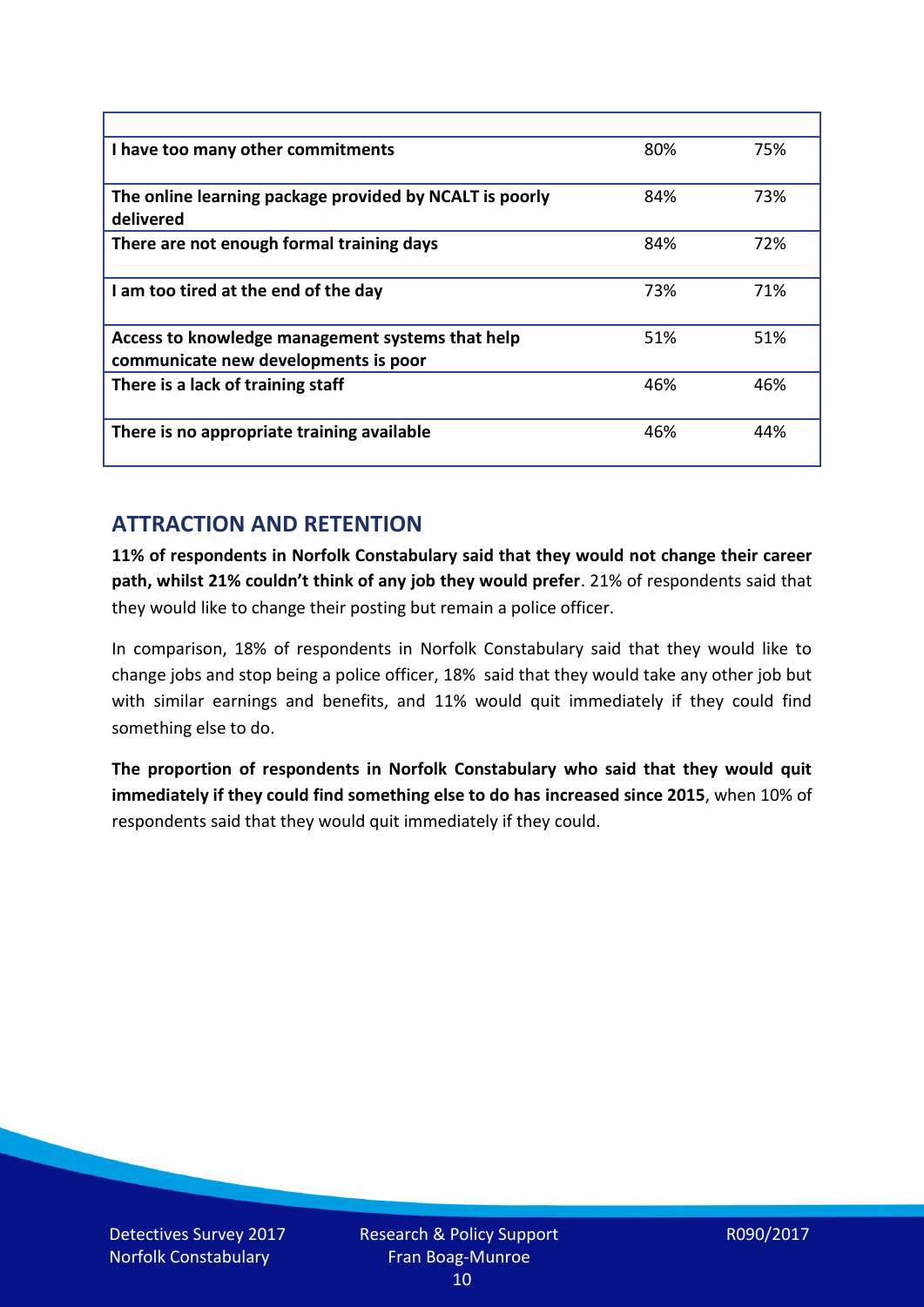| | | |
|---|---|---|
| **I have too many other commitments** | 80% | 75% |
| **The online learning package provided by NCALT is poorly delivered** | 84% | 73% |
| **There are not enough formal training days** | 84% | 72% |
| **I am too tired at the end of the day** | 73% | 71% |
| **Access to knowledge management systems that help communicate new developments is poor** | 51% | 51% |
| **There is a lack of training staff** | 46% | 46% |
| **There is no appropriate training available** | 46% | 44% |

## ATTRACTION AND RETENTION

**11% of respondents in Norfolk Constabulary said that they would not change their career path, whilst 21% couldn't think of any job they would prefer**. 21% of respondents said that they would like to change their posting but remain a police officer.

In comparison, 18% of respondents in Norfolk Constabulary said that they would like to change jobs and stop being a police officer, 18% said that they would take any other job but with similar earnings and benefits, and 11% would quit immediately if they could find something else to do.

**The proportion of respondents in Norfolk Constabulary who said that they would quit immediately if they could find something else to do has increased since 2015**, when 10% of respondents said that they would quit immediately if they could.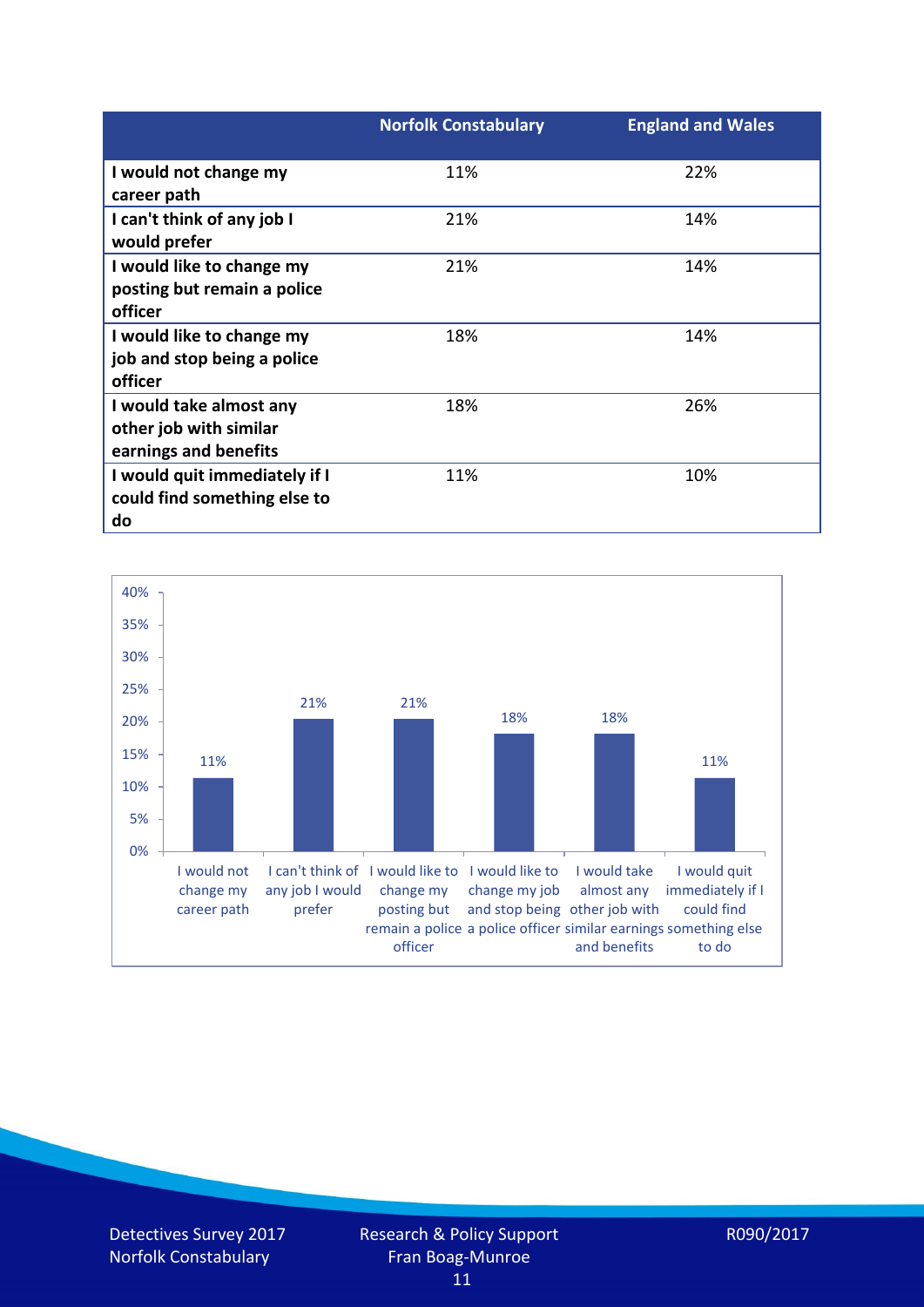| | Norfolk Constabulary | England and Wales |
|---|---|---|
| I would not change my career path | 11% | 22% |
| I can't think of any job I would prefer | 21% | 14% |
| I would like to change my posting but remain a police officer | 21% | 14% |
| I would like to change my job and stop being a police officer | 18% | 14% |
| I would take almost any other job with similar earnings and benefits | 18% | 26% |
| I would quit immediately if I could find something else to do | 11% | 10% |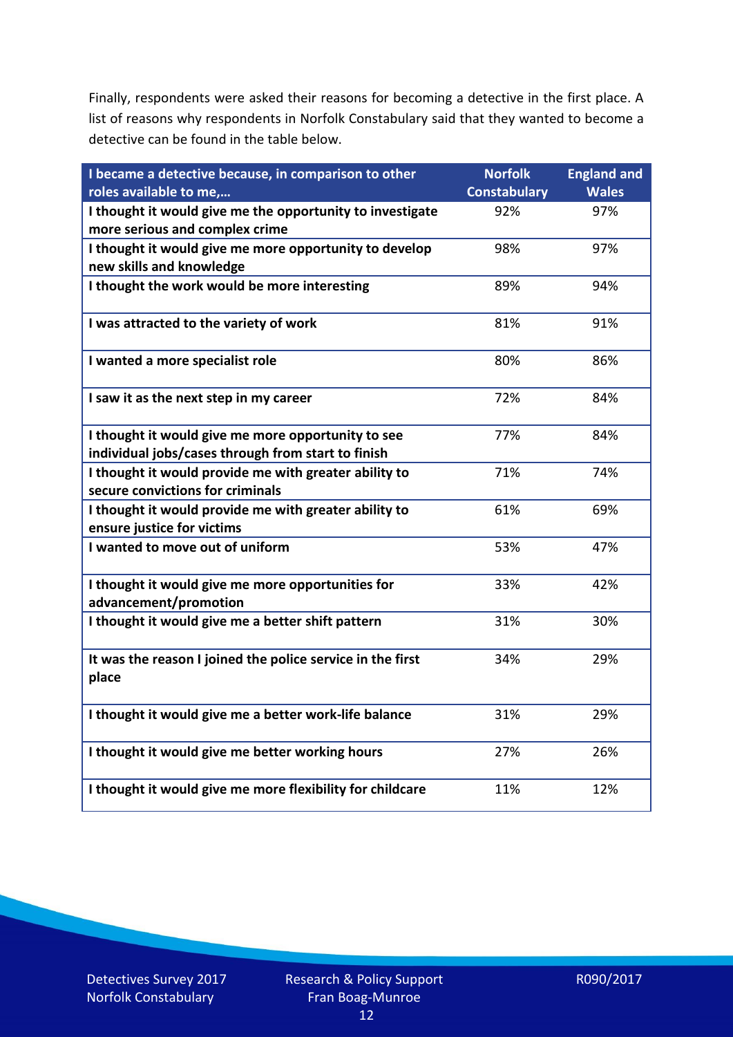Finally, respondents were asked their reasons for becoming a detective in the first place. A list of reasons why respondents in Norfolk Constabulary said that they wanted to become a detective can be found in the table below.

| I became a detective because, in comparison to other roles available to me,… | Norfolk Constabulary | England and Wales |
| --- | --- | --- |
| I thought it would give me the opportunity to investigate more serious and complex crime | 92% | 97% |
| I thought it would give me more opportunity to develop new skills and knowledge | 98% | 97% |
| I thought the work would be more interesting | 89% | 94% |
| I was attracted to the variety of work | 81% | 91% |
| I wanted a more specialist role | 80% | 86% |
| I saw it as the next step in my career | 72% | 84% |
| I thought it would give me more opportunity to see individual jobs/cases through from start to finish | 77% | 84% |
| I thought it would provide me with greater ability to secure convictions for criminals | 71% | 74% |
| I thought it would provide me with greater ability to ensure justice for victims | 61% | 69% |
| I wanted to move out of uniform | 53% | 47% |
| I thought it would give me more opportunities for advancement/promotion | 33% | 42% |
| I thought it would give me a better shift pattern | 31% | 30% |
| It was the reason I joined the police service in the first place | 34% | 29% |
| I thought it would give me a better work-life balance | 31% | 29% |
| I thought it would give me better working hours | 27% | 26% |
| I thought it would give me more flexibility for childcare | 11% | 12% |